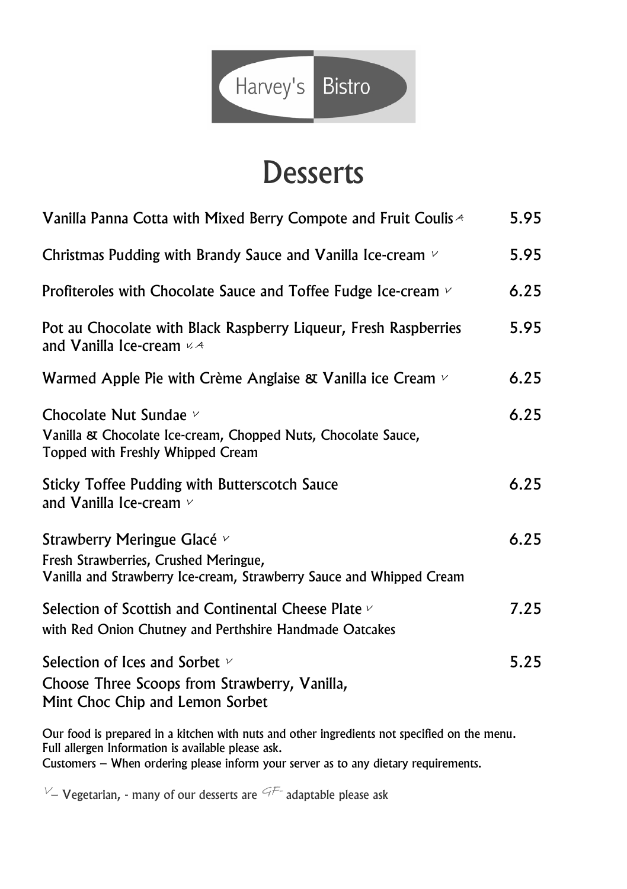Harvey's Bistro

# Desserts

| | |
|---|---|
| Vanilla Panna Cotta with Mixed Berry Compote and Fruit Coulis A | 5.95 |
| Christmas Pudding with Brandy Sauce and Vanilla Ice-cream V | 5.95 |
| Profiteroles with Chocolate Sauce and Toffee Fudge Ice-cream V | 6.25 |
| Pot au Chocolate with Black Raspberry Liqueur, Fresh Raspberries and Vanilla Ice-cream V, A | 5.95 |
| Warmed Apple Pie with Crème Anglaise & Vanilla ice Cream V | 6.25 |
| Chocolate Nut Sundae V<br>Vanilla & Chocolate Ice-cream, Chopped Nuts, Chocolate Sauce, Topped with Freshly Whipped Cream | 6.25 |
| Sticky Toffee Pudding with Butterscotch Sauce and Vanilla Ice-cream V | 6.25 |
| Strawberry Meringue Glacé V<br>Fresh Strawberries, Crushed Meringue, Vanilla and Strawberry Ice-cream, Strawberry Sauce and Whipped Cream | 6.25 |
| Selection of Scottish and Continental Cheese Plate V<br>with Red Onion Chutney and Perthshire Handmade Oatcakes | 7.25 |
| Selection of Ices and Sorbet V<br>Choose Three Scoops from Strawberry, Vanilla, Mint Choc Chip and Lemon Sorbet | 5.25 |

Our food is prepared in a kitchen with nuts and other ingredients not specified on the menu.
Full allergen Information is available please ask.
Customers – When ordering please inform your server as to any dietary requirements.

V – Vegetarian, - many of our desserts are GF- adaptable please ask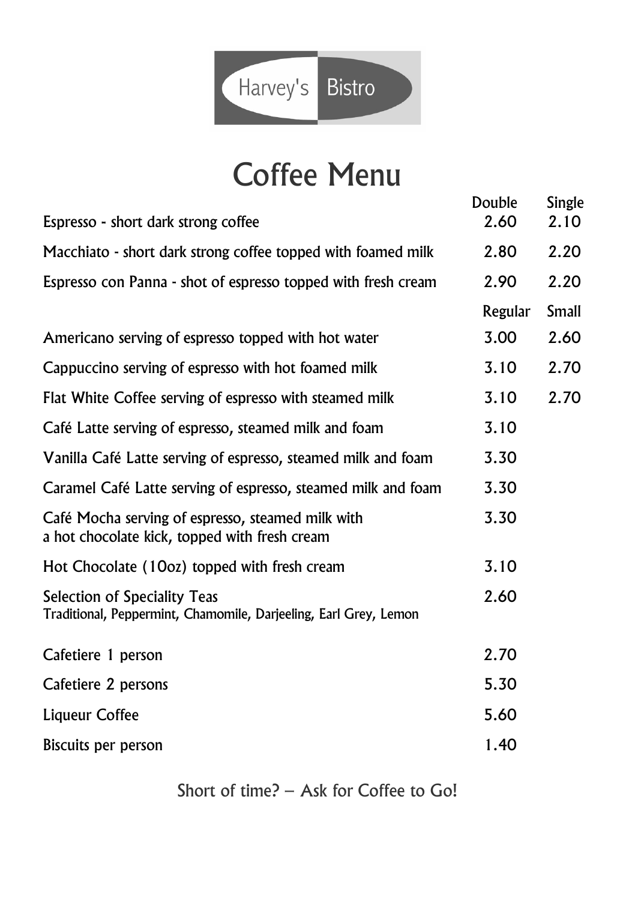Harvey's Bistro

# Coffee Menu

| | Double | Single |
|---|---|---|
| Espresso - short dark strong coffee | 2.60 | 2.10 |
| Macchiato - short dark strong coffee topped with foamed milk | 2.80 | 2.20 |
| Espresso con Panna - shot of espresso topped with fresh cream | 2.90 | 2.20 |
| | Regular | Small |
| Americano serving of espresso topped with hot water | 3.00 | 2.60 |
| Cappuccino serving of espresso with hot foamed milk | 3.10 | 2.70 |
| Flat White Coffee serving of espresso with steamed milk | 3.10 | 2.70 |
| Café Latte serving of espresso, steamed milk and foam | 3.10 | |
| Vanilla Café Latte serving of espresso, steamed milk and foam | 3.30 | |
| Caramel Café Latte serving of espresso, steamed milk and foam | 3.30 | |
| Café Mocha serving of espresso, steamed milk with a hot chocolate kick, topped with fresh cream | 3.30 | |
| Hot Chocolate (10oz) topped with fresh cream | 3.10 | |
| Selection of Speciality Teas<br>Traditional, Peppermint, Chamomile, Darjeeling, Earl Grey, Lemon | 2.60 | |
| Cafetiere 1 person | 2.70 | |
| Cafetiere 2 persons | 5.30 | |
| Liqueur Coffee | 5.60 | |
| Biscuits per person | 1.40 | |

Short of time? – Ask for Coffee to Go!